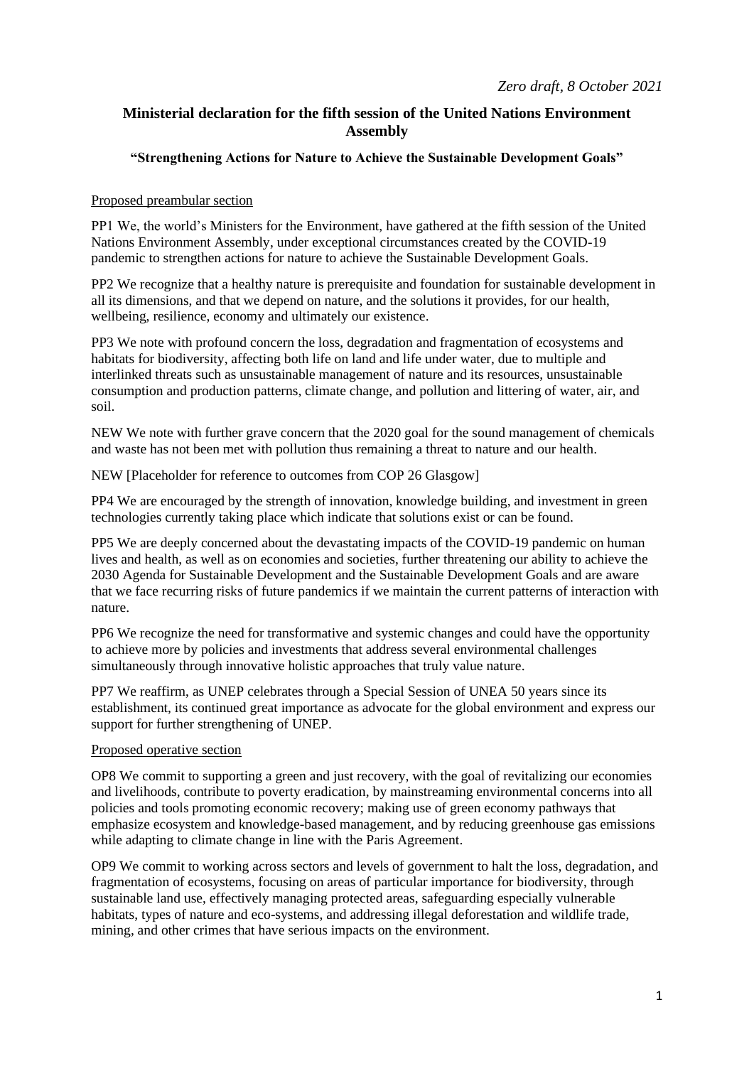*Zero draft, 8 October 2021*

# Ministerial declaration for the fifth session of the United Nations Environment Assembly

## "Strengthening Actions for Nature to Achieve the Sustainable Development Goals"

Proposed preambular section

PP1 We, the world's Ministers for the Environment, have gathered at the fifth session of the United Nations Environment Assembly, under exceptional circumstances created by the COVID-19 pandemic to strengthen actions for nature to achieve the Sustainable Development Goals.

PP2 We recognize that a healthy nature is prerequisite and foundation for sustainable development in all its dimensions, and that we depend on nature, and the solutions it provides, for our health, wellbeing, resilience, economy and ultimately our existence.

PP3 We note with profound concern the loss, degradation and fragmentation of ecosystems and habitats for biodiversity, affecting both life on land and life under water, due to multiple and interlinked threats such as unsustainable management of nature and its resources, unsustainable consumption and production patterns, climate change, and pollution and littering of water, air, and soil.

NEW We note with further grave concern that the 2020 goal for the sound management of chemicals and waste has not been met with pollution thus remaining a threat to nature and our health.

NEW [Placeholder for reference to outcomes from COP 26 Glasgow]

PP4 We are encouraged by the strength of innovation, knowledge building, and investment in green technologies currently taking place which indicate that solutions exist or can be found.

PP5 We are deeply concerned about the devastating impacts of the COVID-19 pandemic on human lives and health, as well as on economies and societies, further threatening our ability to achieve the 2030 Agenda for Sustainable Development and the Sustainable Development Goals and are aware that we face recurring risks of future pandemics if we maintain the current patterns of interaction with nature.

PP6 We recognize the need for transformative and systemic changes and could have the opportunity to achieve more by policies and investments that address several environmental challenges simultaneously through innovative holistic approaches that truly value nature.

PP7 We reaffirm, as UNEP celebrates through a Special Session of UNEA 50 years since its establishment, its continued great importance as advocate for the global environment and express our support for further strengthening of UNEP.

Proposed operative section

OP8 We commit to supporting a green and just recovery, with the goal of revitalizing our economies and livelihoods, contribute to poverty eradication, by mainstreaming environmental concerns into all policies and tools promoting economic recovery; making use of green economy pathways that emphasize ecosystem and knowledge-based management, and by reducing greenhouse gas emissions while adapting to climate change in line with the Paris Agreement.

OP9 We commit to working across sectors and levels of government to halt the loss, degradation, and fragmentation of ecosystems, focusing on areas of particular importance for biodiversity, through sustainable land use, effectively managing protected areas, safeguarding especially vulnerable habitats, types of nature and eco-systems, and addressing illegal deforestation and wildlife trade, mining, and other crimes that have serious impacts on the environment.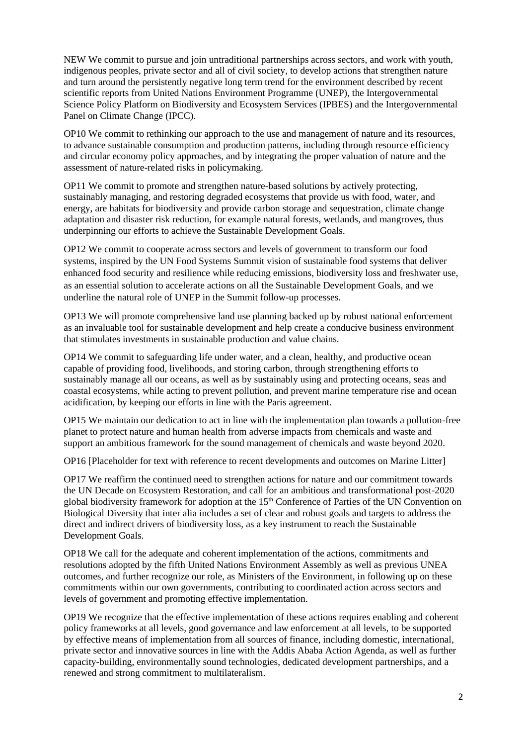NEW We commit to pursue and join untraditional partnerships across sectors, and work with youth, indigenous peoples, private sector and all of civil society, to develop actions that strengthen nature and turn around the persistently negative long term trend for the environment described by recent scientific reports from United Nations Environment Programme (UNEP), the Intergovernmental Science Policy Platform on Biodiversity and Ecosystem Services (IPBES) and the Intergovernmental Panel on Climate Change (IPCC).

OP10 We commit to rethinking our approach to the use and management of nature and its resources, to advance sustainable consumption and production patterns, including through resource efficiency and circular economy policy approaches, and by integrating the proper valuation of nature and the assessment of nature-related risks in policymaking.

OP11 We commit to promote and strengthen nature-based solutions by actively protecting, sustainably managing, and restoring degraded ecosystems that provide us with food, water, and energy, are habitats for biodiversity and provide carbon storage and sequestration, climate change adaptation and disaster risk reduction, for example natural forests, wetlands, and mangroves, thus underpinning our efforts to achieve the Sustainable Development Goals.

OP12 We commit to cooperate across sectors and levels of government to transform our food systems, inspired by the UN Food Systems Summit vision of sustainable food systems that deliver enhanced food security and resilience while reducing emissions, biodiversity loss and freshwater use, as an essential solution to accelerate actions on all the Sustainable Development Goals, and we underline the natural role of UNEP in the Summit follow-up processes.

OP13 We will promote comprehensive land use planning backed up by robust national enforcement as an invaluable tool for sustainable development and help create a conducive business environment that stimulates investments in sustainable production and value chains.

OP14 We commit to safeguarding life under water, and a clean, healthy, and productive ocean capable of providing food, livelihoods, and storing carbon, through strengthening efforts to sustainably manage all our oceans, as well as by sustainably using and protecting oceans, seas and coastal ecosystems, while acting to prevent pollution, and prevent marine temperature rise and ocean acidification, by keeping our efforts in line with the Paris agreement.

OP15 We maintain our dedication to act in line with the implementation plan towards a pollution-free planet to protect nature and human health from adverse impacts from chemicals and waste and support an ambitious framework for the sound management of chemicals and waste beyond 2020.

OP16 [Placeholder for text with reference to recent developments and outcomes on Marine Litter]

OP17 We reaffirm the continued need to strengthen actions for nature and our commitment towards the UN Decade on Ecosystem Restoration, and call for an ambitious and transformational post-2020 global biodiversity framework for adoption at the 15th Conference of Parties of the UN Convention on Biological Diversity that inter alia includes a set of clear and robust goals and targets to address the direct and indirect drivers of biodiversity loss, as a key instrument to reach the Sustainable Development Goals.

OP18 We call for the adequate and coherent implementation of the actions, commitments and resolutions adopted by the fifth United Nations Environment Assembly as well as previous UNEA outcomes, and further recognize our role, as Ministers of the Environment, in following up on these commitments within our own governments, contributing to coordinated action across sectors and levels of government and promoting effective implementation.

OP19 We recognize that the effective implementation of these actions requires enabling and coherent policy frameworks at all levels, good governance and law enforcement at all levels, to be supported by effective means of implementation from all sources of finance, including domestic, international, private sector and innovative sources in line with the Addis Ababa Action Agenda, as well as further capacity-building, environmentally sound technologies, dedicated development partnerships, and a renewed and strong commitment to multilateralism.